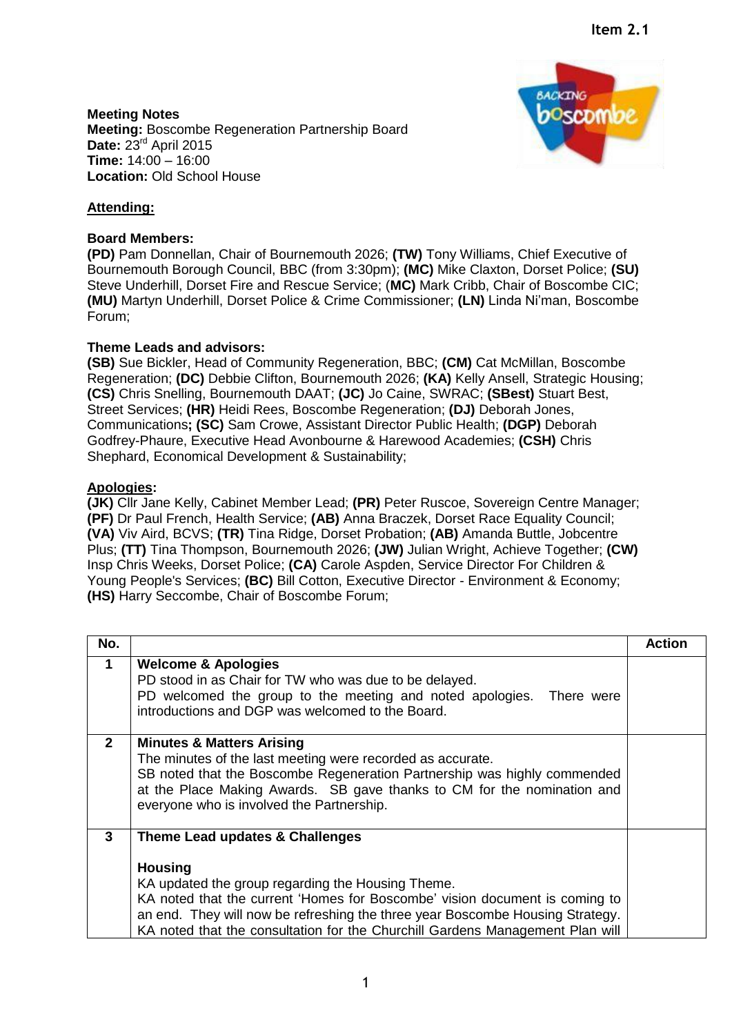Item 2.1

**Meeting Notes**
**Meeting:** Boscombe Regeneration Partnership Board
**Date:** 23rd April 2015
**Time:** 14:00 – 16:00
**Location:** Old School House

**Attending:**

**Board Members:**
**(PD)** Pam Donnellan, Chair of Bournemouth 2026; **(TW)** Tony Williams, Chief Executive of Bournemouth Borough Council, BBC (from 3:30pm); **(MC)** Mike Claxton, Dorset Police; **(SU)** Steve Underhill, Dorset Fire and Rescue Service; (**MC)** Mark Cribb, Chair of Boscombe CIC; **(MU)** Martyn Underhill, Dorset Police & Crime Commissioner; **(LN)** Linda Ni'man, Boscombe Forum;

**Theme Leads and advisors:**
**(SB)** Sue Bickler, Head of Community Regeneration, BBC; **(CM)** Cat McMillan, Boscombe Regeneration; **(DC)** Debbie Clifton, Bournemouth 2026; **(KA)** Kelly Ansell, Strategic Housing; **(CS)** Chris Snelling, Bournemouth DAAT; **(JC)** Jo Caine, SWRAC; **(SBest)** Stuart Best, Street Services; **(HR)** Heidi Rees, Boscombe Regeneration; **(DJ)** Deborah Jones, Communications**; (SC)** Sam Crowe, Assistant Director Public Health; **(DGP)** Deborah Godfrey-Phaure, Executive Head Avonbourne & Harewood Academies; **(CSH)** Chris Shephard, Economical Development & Sustainability;

**Apologies:**
**(JK)** Cllr Jane Kelly, Cabinet Member Lead; **(PR)** Peter Ruscoe, Sovereign Centre Manager; **(PF)** Dr Paul French, Health Service; **(AB)** Anna Braczek, Dorset Race Equality Council; **(VA)** Viv Aird, BCVS; **(TR)** Tina Ridge, Dorset Probation; **(AB)** Amanda Buttle, Jobcentre Plus; **(TT)** Tina Thompson, Bournemouth 2026; **(JW)** Julian Wright, Achieve Together; **(CW)** Insp Chris Weeks, Dorset Police; **(CA)** Carole Aspden, Service Director For Children & Young People's Services; **(BC)** Bill Cotton, Executive Director - Environment & Economy; **(HS)** Harry Seccombe, Chair of Boscombe Forum;

| No. | | Action |
|---|---|---|
| 1 | **Welcome & Apologies**<br>PD stood in as Chair for TW who was due to be delayed.<br>PD welcomed the group to the meeting and noted apologies. There were introductions and DGP was welcomed to the Board. | |
| 2 | **Minutes & Matters Arising**<br>The minutes of the last meeting were recorded as accurate.<br>SB noted that the Boscombe Regeneration Partnership was highly commended at the Place Making Awards. SB gave thanks to CM for the nomination and everyone who is involved the Partnership. | |
| 3 | **Theme Lead updates & Challenges**<br><br>**Housing**<br>KA updated the group regarding the Housing Theme.<br>KA noted that the current 'Homes for Boscombe' vision document is coming to an end. They will now be refreshing the three year Boscombe Housing Strategy.<br>KA noted that the consultation for the Churchill Gardens Management Plan will | |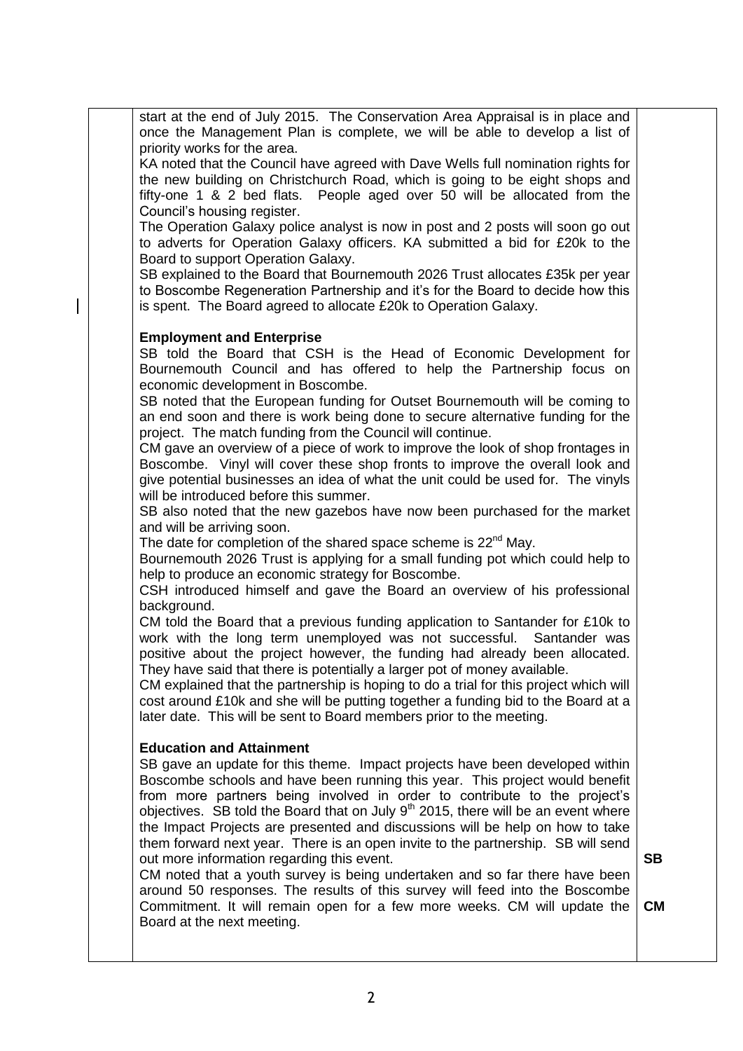start at the end of July 2015. The Conservation Area Appraisal is in place and once the Management Plan is complete, we will be able to develop a list of priority works for the area.

KA noted that the Council have agreed with Dave Wells full nomination rights for the new building on Christchurch Road, which is going to be eight shops and fifty-one 1 & 2 bed flats. People aged over 50 will be allocated from the Council's housing register.

The Operation Galaxy police analyst is now in post and 2 posts will soon go out to adverts for Operation Galaxy officers. KA submitted a bid for £20k to the Board to support Operation Galaxy.

SB explained to the Board that Bournemouth 2026 Trust allocates £35k per year to Boscombe Regeneration Partnership and it's for the Board to decide how this is spent. The Board agreed to allocate £20k to Operation Galaxy.

**Employment and Enterprise**

SB told the Board that CSH is the Head of Economic Development for Bournemouth Council and has offered to help the Partnership focus on economic development in Boscombe.

SB noted that the European funding for Outset Bournemouth will be coming to an end soon and there is work being done to secure alternative funding for the project. The match funding from the Council will continue.

CM gave an overview of a piece of work to improve the look of shop frontages in Boscombe. Vinyl will cover these shop fronts to improve the overall look and give potential businesses an idea of what the unit could be used for. The vinyls will be introduced before this summer.

SB also noted that the new gazebos have now been purchased for the market and will be arriving soon.

The date for completion of the shared space scheme is 22nd May.

Bournemouth 2026 Trust is applying for a small funding pot which could help to help to produce an economic strategy for Boscombe.

CSH introduced himself and gave the Board an overview of his professional background.

CM told the Board that a previous funding application to Santander for £10k to work with the long term unemployed was not successful. Santander was positive about the project however, the funding had already been allocated. They have said that there is potentially a larger pot of money available.

CM explained that the partnership is hoping to do a trial for this project which will cost around £10k and she will be putting together a funding bid to the Board at a later date. This will be sent to Board members prior to the meeting.

**Education and Attainment**

SB gave an update for this theme. Impact projects have been developed within Boscombe schools and have been running this year. This project would benefit from more partners being involved in order to contribute to the project's objectives. SB told the Board that on July 9th 2015, there will be an event where the Impact Projects are presented and discussions will be help on how to take them forward next year. There is an open invite to the partnership. SB will send out more information regarding this event. **SB**

CM noted that a youth survey is being undertaken and so far there have been around 50 responses. The results of this survey will feed into the Boscombe Commitment. It will remain open for a few more weeks. CM will update the Board at the next meeting. **CM**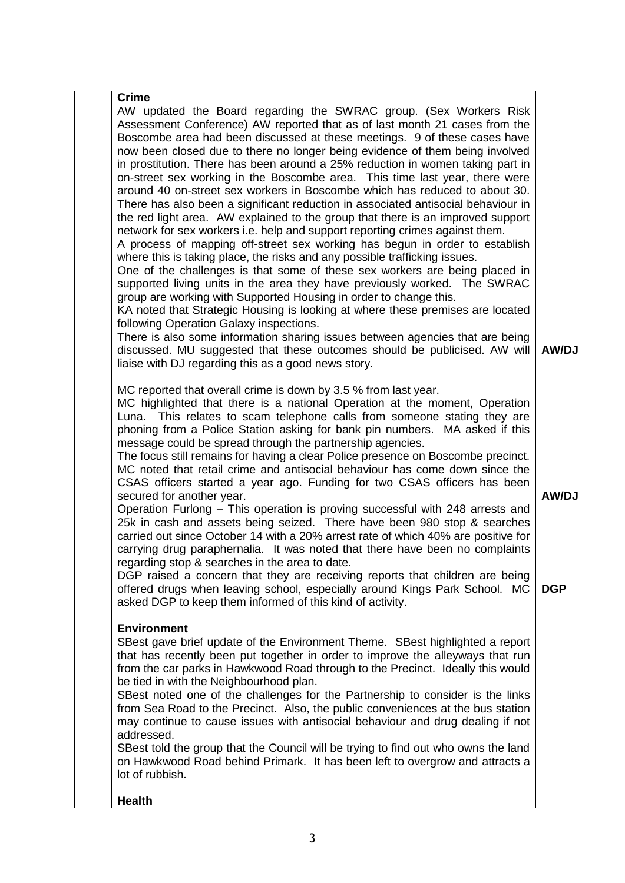| | | |
|---|---|---|
| | **Crime**<br>AW updated the Board regarding the SWRAC group. (Sex Workers Risk Assessment Conference) AW reported that as of last month 21 cases from the Boscombe area had been discussed at these meetings. 9 of these cases have now been closed due to there no longer being evidence of them being involved in prostitution. There has been around a 25% reduction in women taking part in on-street sex working in the Boscombe area. This time last year, there were around 40 on-street sex workers in Boscombe which has reduced to about 30. There has also been a significant reduction in associated antisocial behaviour in the red light area. AW explained to the group that there is an improved support network for sex workers i.e. help and support reporting crimes against them.<br>A process of mapping off-street sex working has begun in order to establish where this is taking place, the risks and any possible trafficking issues.<br>One of the challenges is that some of these sex workers are being placed in supported living units in the area they have previously worked. The SWRAC group are working with Supported Housing in order to change this.<br>KA noted that Strategic Housing is looking at where these premises are located following Operation Galaxy inspections.<br>There is also some information sharing issues between agencies that are being discussed. MU suggested that these outcomes should be publicised. AW will liaise with DJ regarding this as a good news story. | **AW/DJ** |
| | MC reported that overall crime is down by 3.5 % from last year.<br>MC highlighted that there is a national Operation at the moment, Operation Luna. This relates to scam telephone calls from someone stating they are phoning from a Police Station asking for bank pin numbers. MA asked if this message could be spread through the partnership agencies.<br>The focus still remains for having a clear Police presence on Boscombe precinct. MC noted that retail crime and antisocial behaviour has come down since the CSAS officers started a year ago. Funding for two CSAS officers has been secured for another year.<br>Operation Furlong – This operation is proving successful with 248 arrests and 25k in cash and assets being seized. There have been 980 stop & searches carried out since October 14 with a 20% arrest rate of which 40% are positive for carrying drug paraphernalia. It was noted that there have been no complaints regarding stop & searches in the area to date. | **AW/DJ** |
| | DGP raised a concern that they are receiving reports that children are being offered drugs when leaving school, especially around Kings Park School. MC asked DGP to keep them informed of this kind of activity. | **DGP** |
| | **Environment**<br>SBest gave brief update of the Environment Theme. SBest highlighted a report that has recently been put together in order to improve the alleyways that run from the car parks in Hawkwood Road through to the Precinct. Ideally this would be tied in with the Neighbourhood plan.<br>SBest noted one of the challenges for the Partnership to consider is the links from Sea Road to the Precinct. Also, the public conveniences at the bus station may continue to cause issues with antisocial behaviour and drug dealing if not addressed.<br>SBest told the group that the Council will be trying to find out who owns the land on Hawkwood Road behind Primark. It has been left to overgrow and attracts a lot of rubbish. | |
| | **Health** | |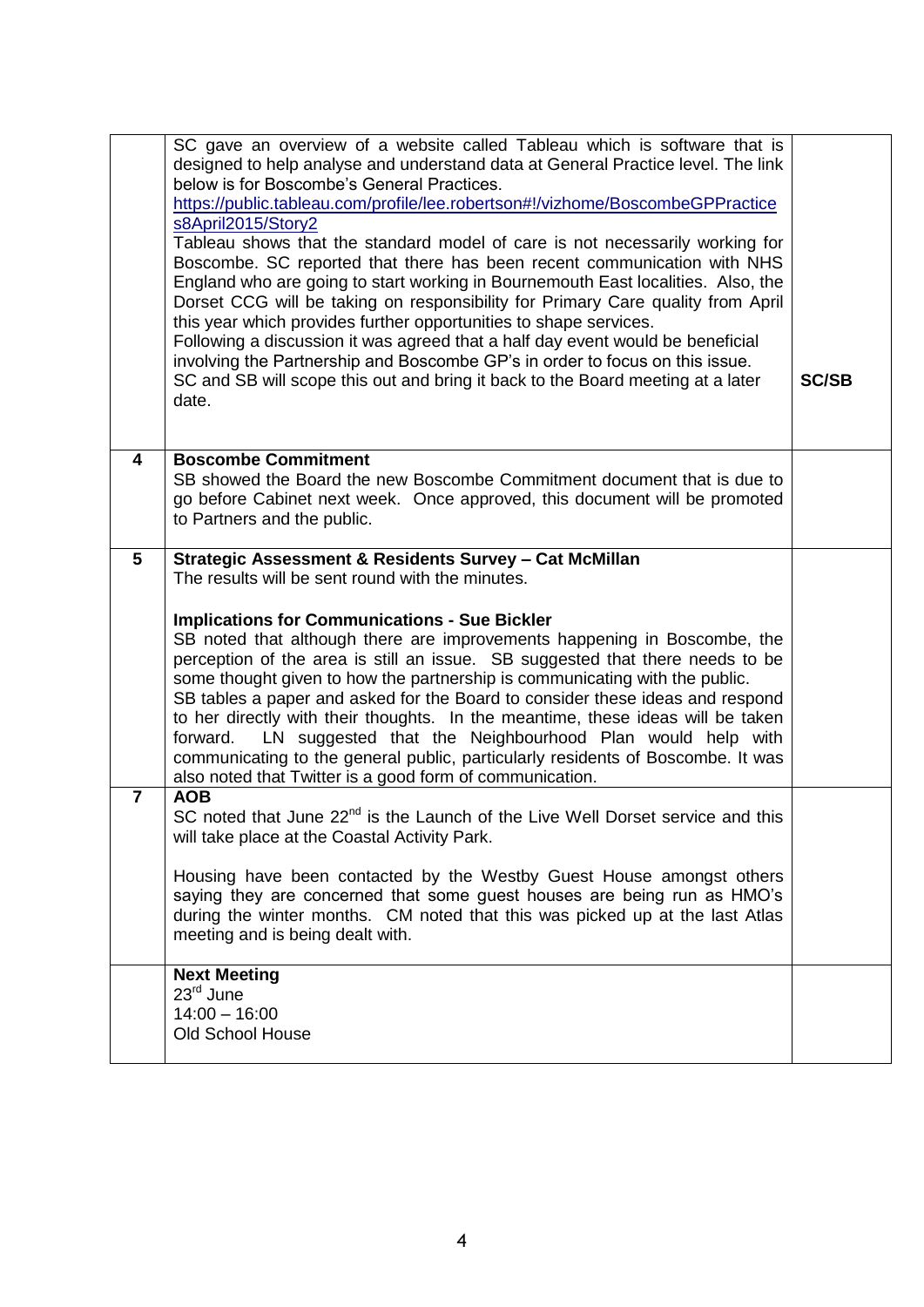| | | |
|---|---|---|
| | SC gave an overview of a website called Tableau which is software that is designed to help analyse and understand data at General Practice level. The link below is for Boscombe's General Practices.<br>https://public.tableau.com/profile/lee.robertson#!/vizhome/BoscombeGPPractices8April2015/Story2<br>Tableau shows that the standard model of care is not necessarily working for Boscombe. SC reported that there has been recent communication with NHS England who are going to start working in Bournemouth East localities. Also, the Dorset CCG will be taking on responsibility for Primary Care quality from April this year which provides further opportunities to shape services.<br>Following a discussion it was agreed that a half day event would be beneficial involving the Partnership and Boscombe GP's in order to focus on this issue.<br>SC and SB will scope this out and bring it back to the Board meeting at a later date. | **SC/SB** |
| **4** | **Boscombe Commitment**<br>SB showed the Board the new Boscombe Commitment document that is due to go before Cabinet next week. Once approved, this document will be promoted to Partners and the public. | |
| **5** | **Strategic Assessment & Residents Survey – Cat McMillan**<br>The results will be sent round with the minutes.<br><br>**Implications for Communications - Sue Bickler**<br>SB noted that although there are improvements happening in Boscombe, the perception of the area is still an issue. SB suggested that there needs to be some thought given to how the partnership is communicating with the public.<br>SB tables a paper and asked for the Board to consider these ideas and respond to her directly with their thoughts. In the meantime, these ideas will be taken forward. LN suggested that the Neighbourhood Plan would help with communicating to the general public, particularly residents of Boscombe. It was also noted that Twitter is a good form of communication. | |
| **7** | **AOB**<br>SC noted that June 22nd is the Launch of the Live Well Dorset service and this will take place at the Coastal Activity Park.<br><br>Housing have been contacted by the Westby Guest House amongst others saying they are concerned that some guest houses are being run as HMO's during the winter months. CM noted that this was picked up at the last Atlas meeting and is being dealt with. | |
| | **Next Meeting**<br>23rd June<br>14:00 – 16:00<br>Old School House | |